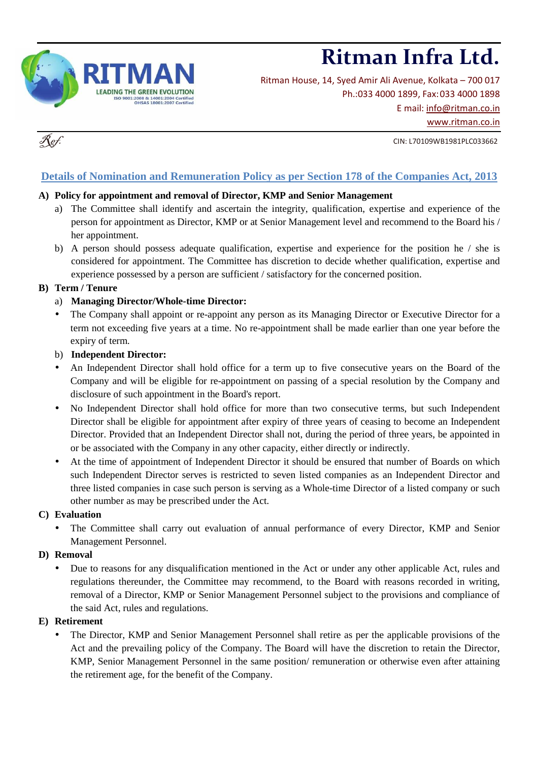# Ritman Infra Ltd.

RITMAN
LEADING THE GREEN EVOLUTION
ISO 9001:2008 & 14001:2004 Certified
OHSAS 18001:2007 Certified

Ritman House, 14, Syed Amir Ali Avenue, Kolkata – 700 017
Ph.:033 4000 1899, Fax:033 4000 1898
E mail: info@ritman.co.in
www.ritman.co.in

Ref.

CIN: L70109WB1981PLC033662

## Details of Nomination and Remuneration Policy as per Section 178 of the Companies Act, 2013

**A) Policy for appointment and removal of Director, KMP and Senior Management**

a) The Committee shall identify and ascertain the integrity, qualification, expertise and experience of the person for appointment as Director, KMP or at Senior Management level and recommend to the Board his / her appointment.

b) A person should possess adequate qualification, expertise and experience for the position he / she is considered for appointment. The Committee has discretion to decide whether qualification, expertise and experience possessed by a person are sufficient / satisfactory for the concerned position.

**B) Term / Tenure**

a) **Managing Director/Whole-time Director:**

- The Company shall appoint or re-appoint any person as its Managing Director or Executive Director for a term not exceeding five years at a time. No re-appointment shall be made earlier than one year before the expiry of term.

b) **Independent Director:**

- An Independent Director shall hold office for a term up to five consecutive years on the Board of the Company and will be eligible for re-appointment on passing of a special resolution by the Company and disclosure of such appointment in the Board's report.
- No Independent Director shall hold office for more than two consecutive terms, but such Independent Director shall be eligible for appointment after expiry of three years of ceasing to become an Independent Director. Provided that an Independent Director shall not, during the period of three years, be appointed in or be associated with the Company in any other capacity, either directly or indirectly.
- At the time of appointment of Independent Director it should be ensured that number of Boards on which such Independent Director serves is restricted to seven listed companies as an Independent Director and three listed companies in case such person is serving as a Whole-time Director of a listed company or such other number as may be prescribed under the Act.

**C) Evaluation**

- The Committee shall carry out evaluation of annual performance of every Director, KMP and Senior Management Personnel.

**D) Removal**

- Due to reasons for any disqualification mentioned in the Act or under any other applicable Act, rules and regulations thereunder, the Committee may recommend, to the Board with reasons recorded in writing, removal of a Director, KMP or Senior Management Personnel subject to the provisions and compliance of the said Act, rules and regulations.

**E) Retirement**

- The Director, KMP and Senior Management Personnel shall retire as per the applicable provisions of the Act and the prevailing policy of the Company. The Board will have the discretion to retain the Director, KMP, Senior Management Personnel in the same position/ remuneration or otherwise even after attaining the retirement age, for the benefit of the Company.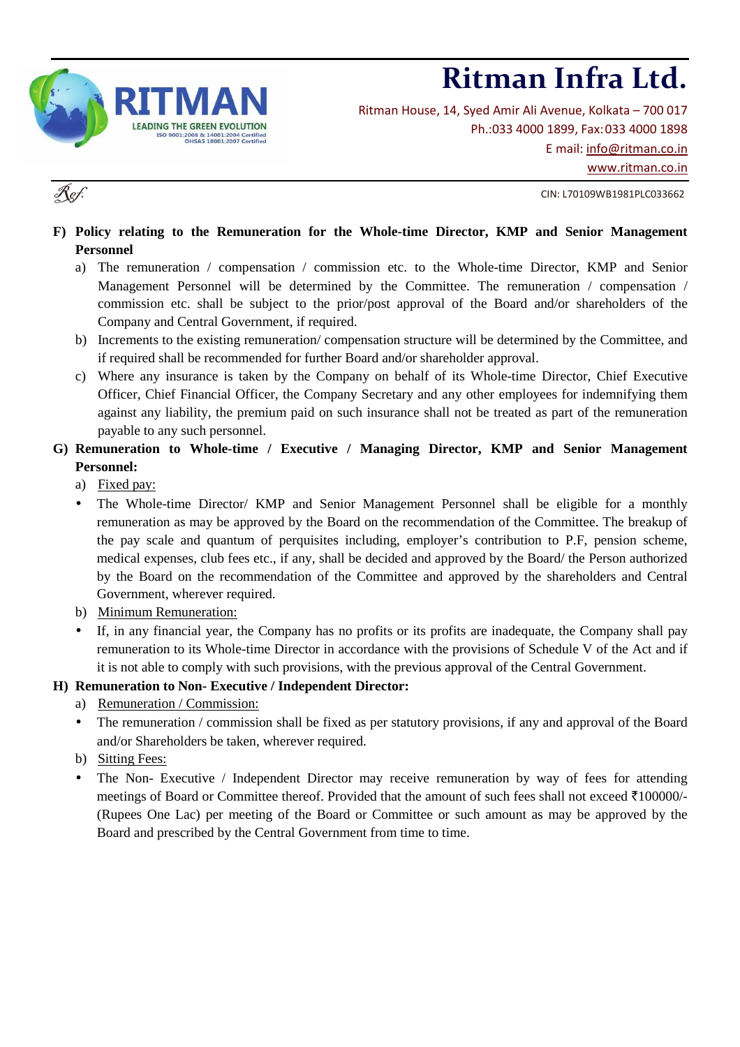**F) Policy relating to the Remuneration for the Whole-time Director, KMP and Senior Management Personnel**

a) The remuneration / compensation / commission etc. to the Whole-time Director, KMP and Senior Management Personnel will be determined by the Committee. The remuneration / compensation / commission etc. shall be subject to the prior/post approval of the Board and/or shareholders of the Company and Central Government, if required.

b) Increments to the existing remuneration/ compensation structure will be determined by the Committee, and if required shall be recommended for further Board and/or shareholder approval.

c) Where any insurance is taken by the Company on behalf of its Whole-time Director, Chief Executive Officer, Chief Financial Officer, the Company Secretary and any other employees for indemnifying them against any liability, the premium paid on such insurance shall not be treated as part of the remuneration payable to any such personnel.

**G) Remuneration to Whole-time / Executive / Managing Director, KMP and Senior Management Personnel:**

a) Fixed pay:

- The Whole-time Director/ KMP and Senior Management Personnel shall be eligible for a monthly remuneration as may be approved by the Board on the recommendation of the Committee. The breakup of the pay scale and quantum of perquisites including, employer's contribution to P.F, pension scheme, medical expenses, club fees etc., if any, shall be decided and approved by the Board/ the Person authorized by the Board on the recommendation of the Committee and approved by the shareholders and Central Government, wherever required.

b) Minimum Remuneration:

- If, in any financial year, the Company has no profits or its profits are inadequate, the Company shall pay remuneration to its Whole-time Director in accordance with the provisions of Schedule V of the Act and if it is not able to comply with such provisions, with the previous approval of the Central Government.

**H) Remuneration to Non- Executive / Independent Director:**

a) Remuneration / Commission:

- The remuneration / commission shall be fixed as per statutory provisions, if any and approval of the Board and/or Shareholders be taken, wherever required.

b) Sitting Fees:

- The Non- Executive / Independent Director may receive remuneration by way of fees for attending meetings of Board or Committee thereof. Provided that the amount of such fees shall not exceed ₹100000/- (Rupees One Lac) per meeting of the Board or Committee or such amount as may be approved by the Board and prescribed by the Central Government from time to time.